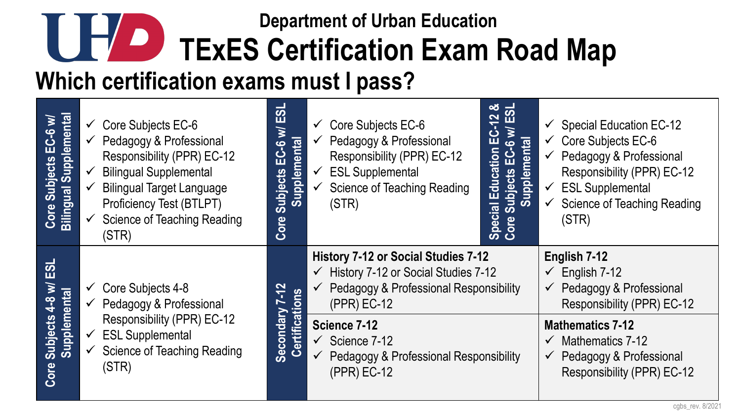## Department of Urban Education

# TExES Certification Exam Road Map

## Which certification exams must I pass?

### Core Subjects EC-6 w/ Bilingual Supplemental

- ✓ Core Subjects EC-6
- ✓ Pedagogy & Professional Responsibility (PPR) EC-12
- ✓ Bilingual Supplemental
- ✓ Bilingual Target Language Proficiency Test (BTLPT)
- ✓ Science of Teaching Reading (STR)

### Core Subjects EC-6 w/ ESL Supplemental

- ✓ Core Subjects EC-6
- ✓ Pedagogy & Professional Responsibility (PPR) EC-12
- ✓ ESL Supplemental
- ✓ Science of Teaching Reading (STR)

### Special Education EC-12 & Core Subjects EC-6 w/ ESL Supplemental

- ✓ Special Education EC-12
- ✓ Core Subjects EC-6
- ✓ Pedagogy & Professional Responsibility (PPR) EC-12
- ✓ ESL Supplemental
- ✓ Science of Teaching Reading (STR)

### Core Subjects 4-8 w/ ESL Supplemental

- ✓ Core Subjects 4-8
- ✓ Pedagogy & Professional Responsibility (PPR) EC-12
- ✓ ESL Supplemental
- ✓ Science of Teaching Reading (STR)

### Secondary 7-12 Certifications

**History 7-12 or Social Studies 7-12**

- ✓ History 7-12 or Social Studies 7-12
- ✓ Pedagogy & Professional Responsibility (PPR) EC-12

**English 7-12**

- ✓ English 7-12
- ✓ Pedagogy & Professional Responsibility (PPR) EC-12

**Science 7-12**

- ✓ Science 7-12
- ✓ Pedagogy & Professional Responsibility (PPR) EC-12

**Mathematics 7-12**

- ✓ Mathematics 7-12
- ✓ Pedagogy & Professional Responsibility (PPR) EC-12

cgbs_rev. 8/2021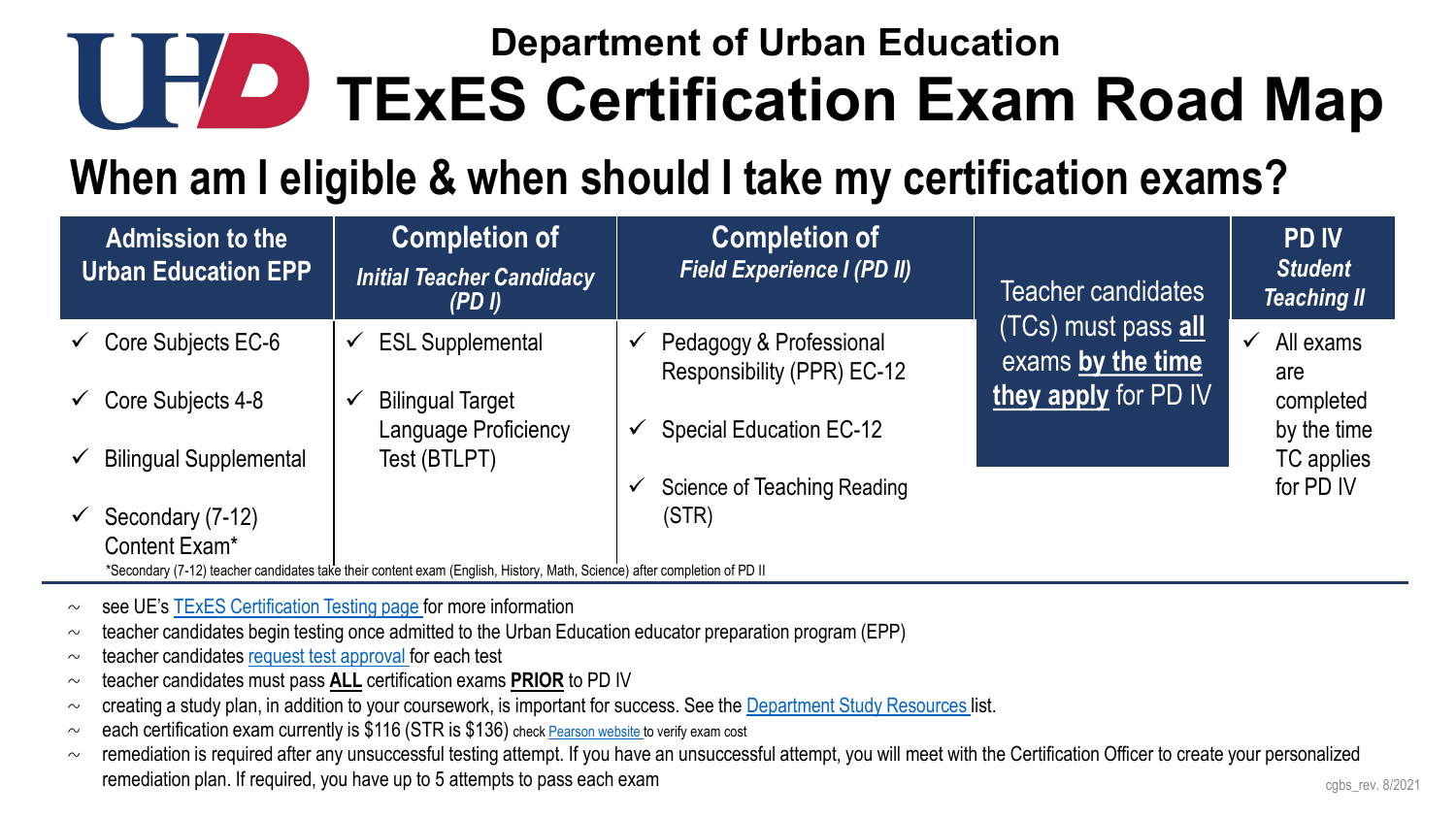# Department of Urban Education

# TExES Certification Exam Road Map

## When am I eligible & when should I take my certification exams?

| Admission to the Urban Education EPP | Completion of *Initial Teacher Candidacy (PD I)* | Completion of *Field Experience I (PD II)* | | PD IV *Student Teaching II* |
|---|---|---|---|---|
| ✓ Core Subjects EC-6<br>✓ Core Subjects 4-8<br>✓ Bilingual Supplemental<br>✓ Secondary (7-12) Content Exam* | ✓ ESL Supplemental<br>✓ Bilingual Target Language Proficiency Test (BTLPT) | ✓ Pedagogy & Professional Responsibility (PPR) EC-12<br>✓ Special Education EC-12<br>✓ Science of Teaching Reading (STR) | Teacher candidates (TCs) must pass **all** exams **by the time they apply** for PD IV | ✓ All exams are completed by the time TC applies for PD IV |

*Secondary (7-12) teacher candidates take their content exam (English, History, Math, Science) after completion of PD II

- see UE's TExES Certification Testing page for more information
- teacher candidates begin testing once admitted to the Urban Education educator preparation program (EPP)
- teacher candidates request test approval for each test
- teacher candidates must pass **ALL** certification exams **PRIOR** to PD IV
- creating a study plan, in addition to your coursework, is important for success. See the Department Study Resources list.
- each certification exam currently is $116 (STR is $136) check Pearson website to verify exam cost
- remediation is required after any unsuccessful testing attempt. If you have an unsuccessful attempt, you will meet with the Certification Officer to create your personalized remediation plan. If required, you have up to 5 attempts to pass each exam

cgbs_rev. 8/2021